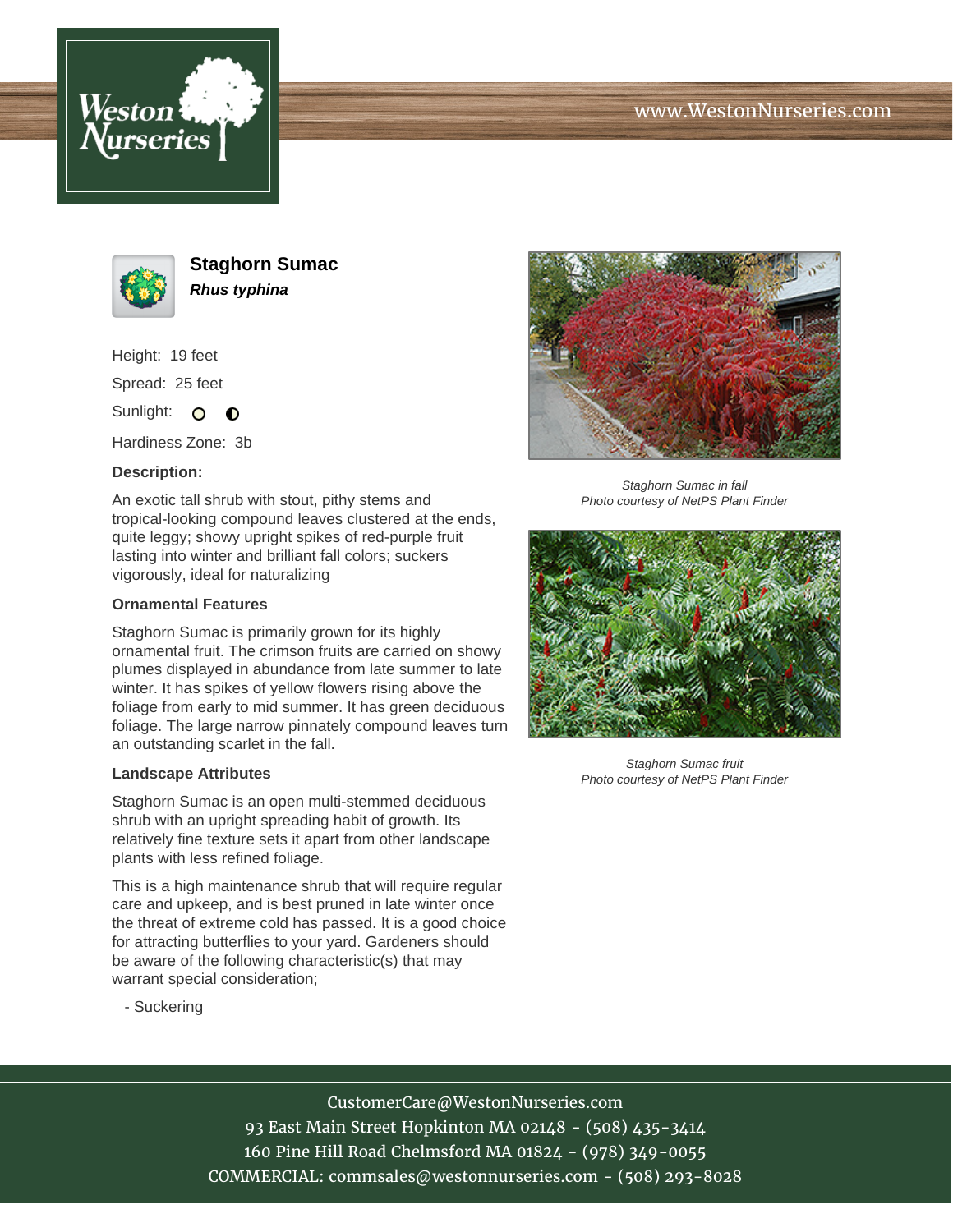# Staghorn Sumac

***Rhus typhina***

Height: 19 feet

Spread: 25 feet

Sunlight:

Hardiness Zone: 3b

**Description:**

An exotic tall shrub with stout, pithy stems and tropical-looking compound leaves clustered at the ends, quite leggy; showy upright spikes of red-purple fruit lasting into winter and brilliant fall colors; suckers vigorously, ideal for naturalizing

### Ornamental Features

Staghorn Sumac is primarily grown for its highly ornamental fruit. The crimson fruits are carried on showy plumes displayed in abundance from late summer to late winter. It has spikes of yellow flowers rising above the foliage from early to mid summer. It has green deciduous foliage. The large narrow pinnately compound leaves turn an outstanding scarlet in the fall.

### Landscape Attributes

Staghorn Sumac is an open multi-stemmed deciduous shrub with an upright spreading habit of growth. Its relatively fine texture sets it apart from other landscape plants with less refined foliage.

This is a high maintenance shrub that will require regular care and upkeep, and is best pruned in late winter once the threat of extreme cold has passed. It is a good choice for attracting butterflies to your yard. Gardeners should be aware of the following characteristic(s) that may warrant special consideration;

- Suckering

*Staghorn Sumac in fall*
*Photo courtesy of NetPS Plant Finder*

*Staghorn Sumac fruit*
*Photo courtesy of NetPS Plant Finder*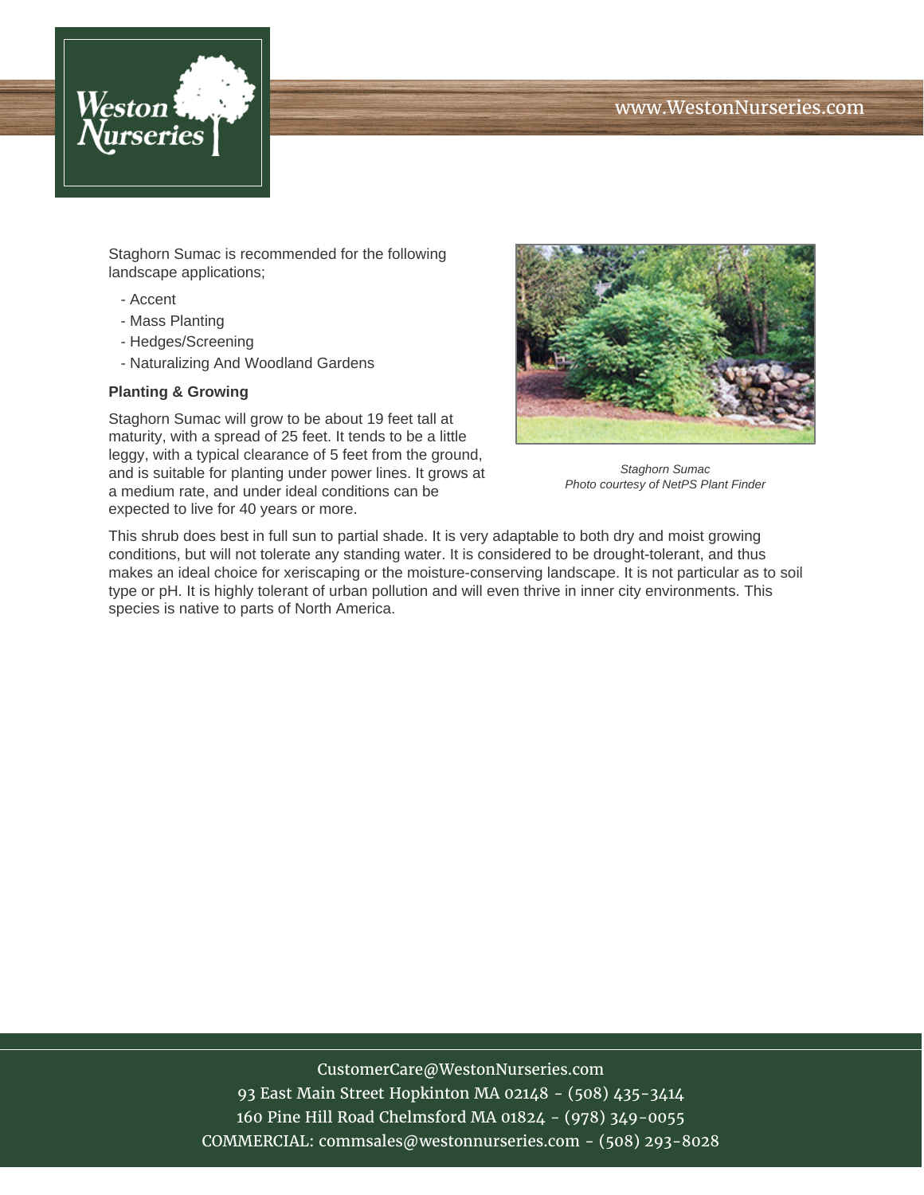Staghorn Sumac is recommended for the following landscape applications;

- Accent
- Mass Planting
- Hedges/Screening
- Naturalizing And Woodland Gardens

**Planting & Growing**

Staghorn Sumac will grow to be about 19 feet tall at maturity, with a spread of 25 feet. It tends to be a little leggy, with a typical clearance of 5 feet from the ground, and is suitable for planting under power lines. It grows at a medium rate, and under ideal conditions can be expected to live for 40 years or more.

*Staghorn Sumac*
*Photo courtesy of NetPS Plant Finder*

This shrub does best in full sun to partial shade. It is very adaptable to both dry and moist growing conditions, but will not tolerate any standing water. It is considered to be drought-tolerant, and thus makes an ideal choice for xeriscaping or the moisture-conserving landscape. It is not particular as to soil type or pH. It is highly tolerant of urban pollution and will even thrive in inner city environments. This species is native to parts of North America.